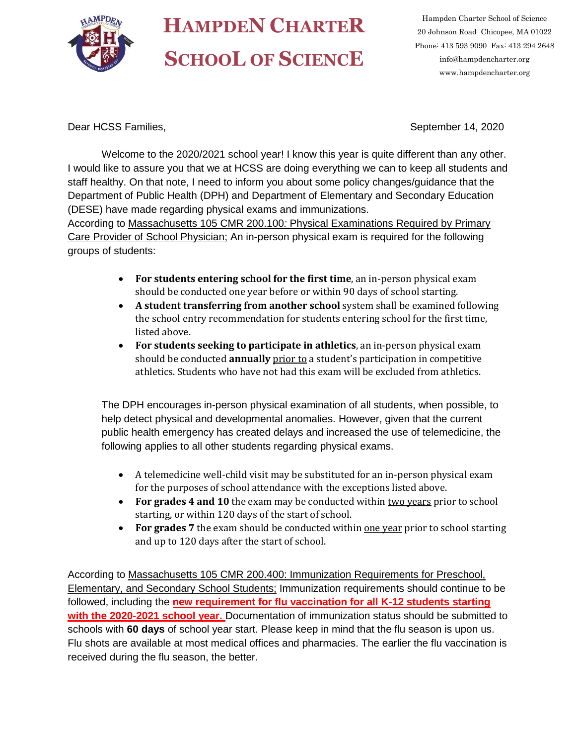# HAMPDEN CHARTER SCHOOL OF SCIENCE

Hampden Charter School of Science
20 Johnson Road Chicopee, MA 01022
Phone: 413 593 9090 Fax: 413 294 2648
info@hampdencharter.org
www.hampdencharter.org

Dear HCSS Families,

September 14, 2020

Welcome to the 2020/2021 school year! I know this year is quite different than any other. I would like to assure you that we at HCSS are doing everything we can to keep all students and staff healthy. On that note, I need to inform you about some policy changes/guidance that the Department of Public Health (DPH) and Department of Elementary and Secondary Education (DESE) have made regarding physical exams and immunizations.

According to Massachusetts 105 CMR 200.100: Physical Examinations Required by Primary Care Provider of School Physician; An in-person physical exam is required for the following groups of students:

- **For students entering school for the first time**, an in-person physical exam should be conducted one year before or within 90 days of school starting.
- **A student transferring from another school** system shall be examined following the school entry recommendation for students entering school for the first time, listed above.
- **For students seeking to participate in athletics**, an in-person physical exam should be conducted **annually** prior to a student's participation in competitive athletics. Students who have not had this exam will be excluded from athletics.

The DPH encourages in-person physical examination of all students, when possible, to help detect physical and developmental anomalies. However, given that the current public health emergency has created delays and increased the use of telemedicine, the following applies to all other students regarding physical exams.

- A telemedicine well-child visit may be substituted for an in-person physical exam for the purposes of school attendance with the exceptions listed above.
- **For grades 4 and 10** the exam may be conducted within two years prior to school starting, or within 120 days of the start of school.
- **For grades 7** the exam should be conducted within one year prior to school starting and up to 120 days after the start of school.

According to Massachusetts 105 CMR 200.400: Immunization Requirements for Preschool, Elementary, and Secondary School Students; Immunization requirements should continue to be followed, including the **new requirement for flu vaccination for all K-12 students starting with the 2020-2021 school year.** Documentation of immunization status should be submitted to schools with **60 days** of school year start. Please keep in mind that the flu season is upon us. Flu shots are available at most medical offices and pharmacies. The earlier the flu vaccination is received during the flu season, the better.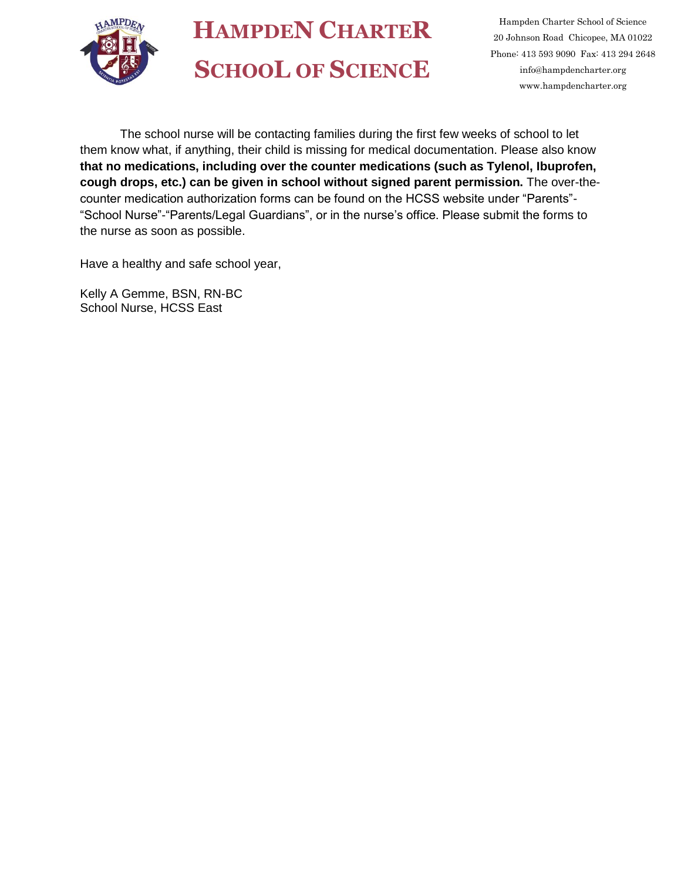The school nurse will be contacting families during the first few weeks of school to let them know what, if anything, their child is missing for medical documentation. Please also know **that no medications, including over the counter medications (such as Tylenol, Ibuprofen, cough drops, etc.) can be given in school without signed parent permission.** The over-the-counter medication authorization forms can be found on the HCSS website under "Parents"-"School Nurse"-"Parents/Legal Guardians", or in the nurse's office. Please submit the forms to the nurse as soon as possible.

Have a healthy and safe school year,

Kelly A Gemme, BSN, RN-BC
School Nurse, HCSS East